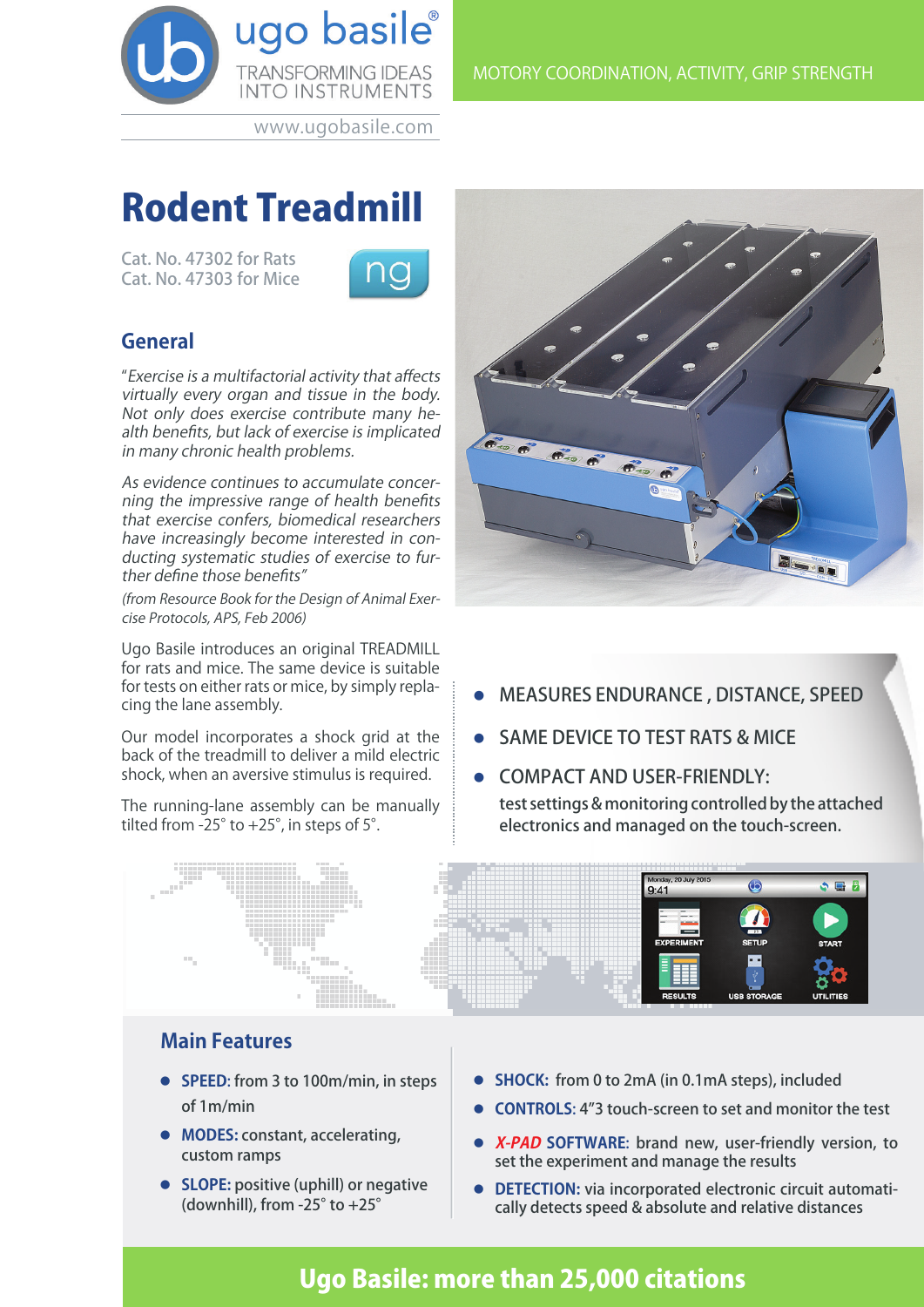ugo basile®
TRANSFORMING IDEAS INTO INSTRUMENTS
www.ugobasile.com

MOTORY COORDINATION, ACTIVITY, GRIP STRENGTH

# Rodent Treadmill

Cat. No. 47302 for Rats
Cat. No. 47303 for Mice

ng

## General

"*Exercise is a multifactorial activity that affects virtually every organ and tissue in the body. Not only does exercise contribute many health benefits, but lack of exercise is implicated in many chronic health problems.*

*As evidence continues to accumulate concerning the impressive range of health benefits that exercise confers, biomedical researchers have increasingly become interested in conducting systematic studies of exercise to further define those benefits"*

*(from Resource Book for the Design of Animal Exercise Protocols, APS, Feb 2006)*

Ugo Basile introduces an original TREADMILL for rats and mice. The same device is suitable for tests on either rats or mice, by simply replacing the lane assembly.

Our model incorporates a shock grid at the back of the treadmill to deliver a mild electric shock, when an aversive stimulus is required.

The running-lane assembly can be manually tilted from -25° to +25°, in steps of 5°.

- MEASURES ENDURANCE , DISTANCE, SPEED
- SAME DEVICE TO TEST RATS & MICE
- COMPACT AND USER-FRIENDLY:
  test settings & monitoring controlled by the attached electronics and managed on the touch-screen.

## Main Features

- **SPEED:** from 3 to 100m/min, in steps of 1m/min
- **MODES:** constant, accelerating, custom ramps
- **SLOPE:** positive (uphill) or negative (downhill), from -25° to +25°
- **SHOCK:** from 0 to 2mA (in 0.1mA steps), included
- **CONTROLS:** 4"3 touch-screen to set and monitor the test
- ***X-PAD* SOFTWARE:** brand new, user-friendly version, to set the experiment and manage the results
- **DETECTION:** via incorporated electronic circuit automatically detects speed & absolute and relative distances

**Ugo Basile: more than 25,000 citations**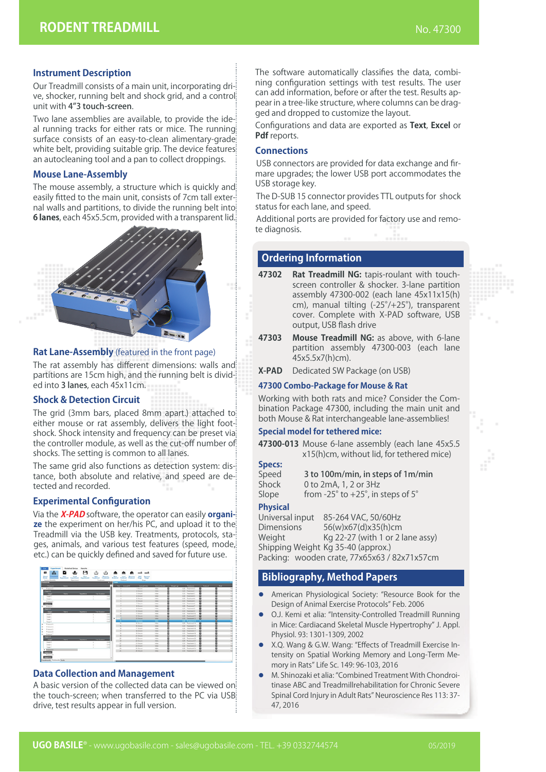# RODENT TREADMILL

No. 47300

## Instrument Description

Our Treadmill consists of a main unit, incorporating drive, shocker, running belt and shock grid, and a control unit with **4"3 touch-screen**.

Two lane assemblies are available, to provide the ideal running tracks for either rats or mice. The running surface consists of an easy-to-clean alimentary-grade white belt, providing suitable grip. The device features an autocleaning tool and a pan to collect droppings.

## Mouse Lane-Assembly

The mouse assembly, a structure which is quickly and easily fitted to the main unit, consists of 7cm tall external walls and partitions, to divide the running belt into **6 lanes**, each 45x5.5cm, provided with a transparent lid.

## Rat Lane-Assembly (featured in the front page)

The rat assembly has different dimensions: walls and partitions are 15cm high, and the running belt is divided into **3 lanes**, each 45x11cm.

## Shock & Detection Circuit

The grid (3mm bars, placed 8mm apart.) attached to either mouse or rat assembly, delivers the light foot-shock. Shock intensity and frequency can be preset via the controller module, as well as the cut-off number of shocks. The setting is common to all lanes.

The same grid also functions as detection system: distance, both absolute and relative, and speed are detected and recorded.

## Experimental Configuration

Via the ***X-PAD*** software, the operator can easily **organize** the experiment on her/his PC, and upload it to the Treadmill via the USB key. Treatments, protocols, stages, animals, and various test features (speed, mode, etc.) can be quickly defined and saved for future use.

## Data Collection and Management

A basic version of the collected data can be viewed on the touch-screen; when transferred to the PC via USB drive, test results appear in full version.

The software automatically classifies the data, combining configuration settings with test results. The user can add information, before or after the test. Results appear in a tree-like structure, where columns can be dragged and dropped to customize the layout.

Configurations and data are exported as **Text**, **Excel** or **Pdf** reports.

## Connections

USB connectors are provided for data exchange and firmare upgrades; the lower USB port accommodates the USB storage key.

The D-SUB 15 connector provides TTL outputs for shock status for each lane, and speed.

Additional ports are provided for factory use and remote diagnosis.

## Ordering Information

**47302** **Rat Treadmill NG:** tapis-roulant with touch-screen controller & shocker. 3-lane partition assembly 47300-002 (each lane 45x11x15(h) cm), manual tilting (-25°/+25°), transparent cover. Complete with X-PAD software, USB output, USB flash drive

**47303** **Mouse Treadmill NG:** as above, with 6-lane partition assembly 47300-003 (each lane 45x5.5x7(h)cm).

**X-PAD** Dedicated SW Package (on USB)

### 47300 Combo-Package for Mouse & Rat

Working with both rats and mice? Consider the Combination Package 47300, including the main unit and both Mouse & Rat interchangeable lane-assemblies!

### Special model for tethered mice:

**47300-013** Mouse 6-lane assembly (each lane 45x5.5 x15(h)cm, without lid, for tethered mice)

### Specs:

| | |
|---|---|
| Speed | 3 to 100m/min, in steps of 1m/min |
| Shock | 0 to 2mA, 1, 2 or 3Hz |
| Slope | from -25° to +25°, in steps of 5° |

### Physical

| | |
|---|---|
| Universal input | 85-264 VAC, 50/60Hz |
| Dimensions | 56(w)x67(d)x35(h)cm |
| Weight | Kg 22-27 (with 1 or 2 lane assy) |
| Shipping Weight | Kg 35-40 (approx.) |
| Packing: | wooden crate, 77x65x63 / 82x71x57cm |

## Bibliography, Method Papers

- American Physiological Society: "Resource Book for the Design of Animal Exercise Protocols" Feb. 2006
- O.J. Kemi et alia: "Intensity-Controlled Treadmill Running in Mice: Cardiacand Skeletal Muscle Hypertrophy" J. Appl. Physiol. 93: 1301-1309, 2002
- X.Q. Wang & G.W. Wang: "Effects of Treadmill Exercise Intensity on Spatial Working Memory and Long-Term Memory in Rats" Life Sc. 149: 96-103, 2016
- M. Shinozaki et alia: "Combined Treatment With Chondroitinase ABC and Treadmillrehabilitation for Chronic Severe Spinal Cord Injury in Adult Rats" Neuroscience Res 113: 37-47, 2016

**UGO BASILE**® - www.ugobasile.com - sales@ugobasile.com - TEL. +39 0332744574 05/2019